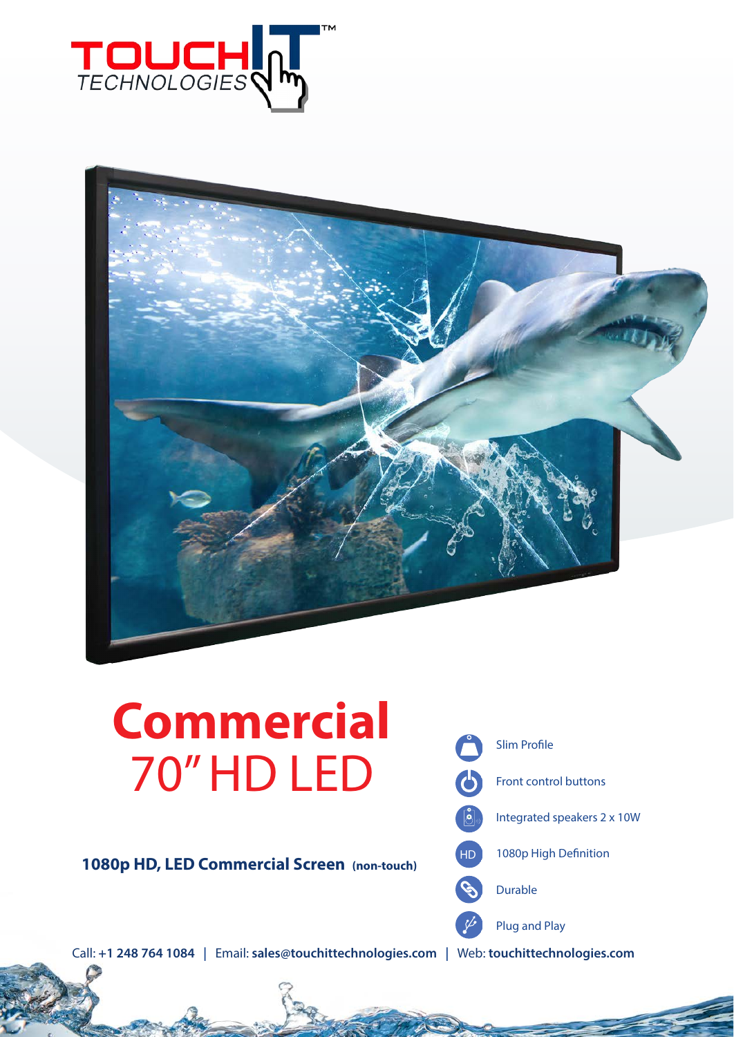# Commercial 70" HD LED

**1080p HD, LED Commercial Screen (non-touch)**

- Slim Profile
- Front control buttons
- Integrated speakers 2 x 10W
- 1080p High Definition
- Durable
- Plug and Play

Call: **+1 248 764 1084** | Email: **sales@touchittechnologies.com** | Web: **touchittechnologies.com**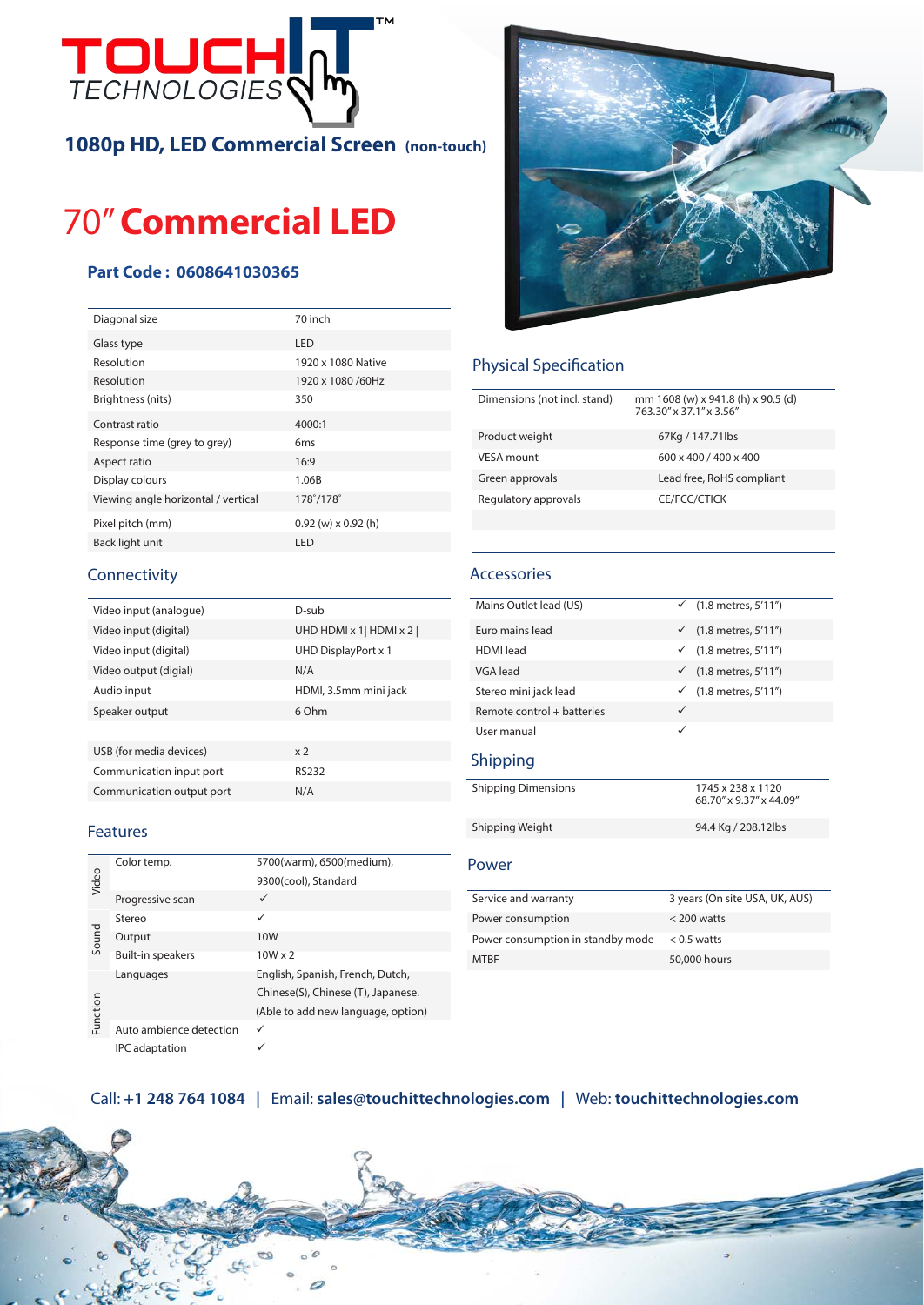# TOUCHIT TECHNOLOGIES™

## 1080p HD, LED Commercial Screen (non-touch)

# 70" Commercial LED

**Part Code : 0608641030365**

| | |
|---|---|
| Diagonal size | 70 inch |
| Glass type | LED |
| Resolution | 1920 x 1080 Native |
| Resolution | 1920 x 1080 /60Hz |
| Brightness (nits) | 350 |
| Contrast ratio | 4000:1 |
| Response time (grey to grey) | 6ms |
| Aspect ratio | 16:9 |
| Display colours | 1.06B |
| Viewing angle horizontal / vertical | 178°/178° |
| Pixel pitch (mm) | 0.92 (w) x 0.92 (h) |
| Back light unit | LED |

## Connectivity

| | |
|---|---|
| Video input (analogue) | D-sub |
| Video input (digital) | UHD HDMI x 1\| HDMI x 2 \| |
| Video input (digital) | UHD DisplayPort x 1 |
| Video output (digial) | N/A |
| Audio input | HDMI, 3.5mm mini jack |
| Speaker output | 6 Ohm |
| | |
| USB (for media devices) | x 2 |
| Communication input port | RS232 |
| Communication output port | N/A |

## Features

| | | |
|---|---|---|
| Video | Color temp. | 5700(warm), 6500(medium), 9300(cool), Standard |
| | Progressive scan | ✓ |
| Sound | Stereo | ✓ |
| | Output | 10W |
| | Built-in speakers | 10W x 2 |
| Function | Languages | English, Spanish, French, Dutch, Chinese(S), Chinese (T), Japanese. (Able to add new language, option) |
| | Auto ambience detection | ✓ |
| | IPC adaptation | ✓ |

## Physical Specification

| | |
|---|---|
| Dimensions (not incl. stand) | mm 1608 (w) x 941.8 (h) x 90.5 (d) 763.30" x 37.1" x 3.56" |
| Product weight | 67Kg / 147.71lbs |
| VESA mount | 600 x 400 / 400 x 400 |
| Green approvals | Lead free, RoHS compliant |
| Regulatory approvals | CE/FCC/CTICK |

## Accessories

| | |
|---|---|
| Mains Outlet lead (US) | ✓ (1.8 metres, 5'11") |
| Euro mains lead | ✓ (1.8 metres, 5'11") |
| HDMI lead | ✓ (1.8 metres, 5'11") |
| VGA lead | ✓ (1.8 metres, 5'11") |
| Stereo mini jack lead | ✓ (1.8 metres, 5'11") |
| Remote control + batteries | ✓ |
| User manual | ✓ |

## Shipping

| | |
|---|---|
| Shipping Dimensions | 1745 x 238 x 1120 68.70" x 9.37" x 44.09" |
| Shipping Weight | 94.4 Kg / 208.12lbs |

## Power

| | |
|---|---|
| Service and warranty | 3 years (On site USA, UK, AUS) |
| Power consumption | < 200 watts |
| Power consumption in standby mode | < 0.5 watts |
| MTBF | 50,000 hours |

Call: **+1 248 764 1084** | Email: **sales@touchittechnologies.com** | Web: **touchittechnologies.com**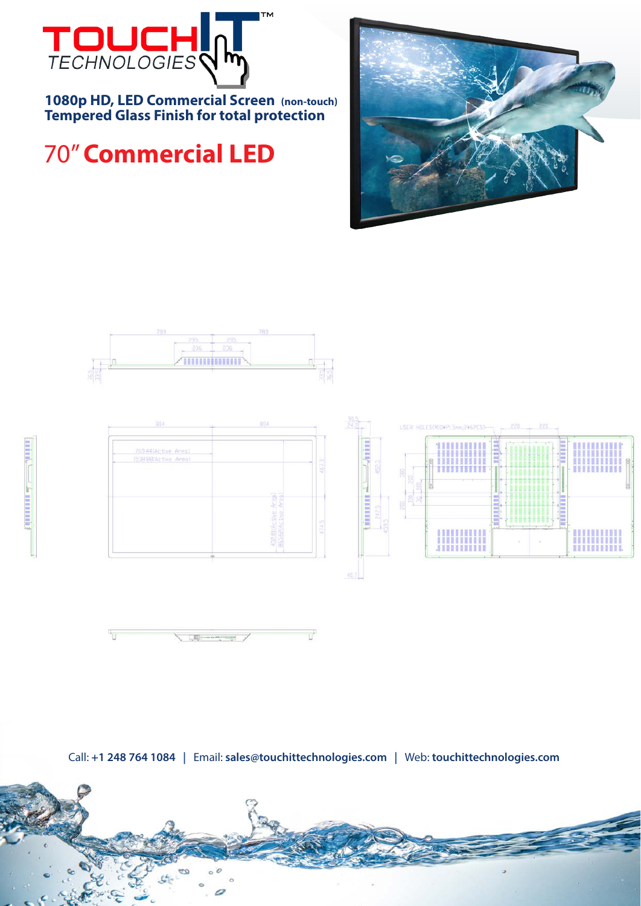**1080p HD, LED Commercial Screen** (non-touch)
**Tempered Glass Finish for total protection**

# 70″ **Commercial LED**

783
783
295
295
236
236
76.5
33.5
33.5
76.5

804
804
769.44(Active Area)
1538.88(Active Area)
432.81(Active Area)
865.62(Active Area)
467.3
474.5

90.5
24.8
450.3
247.5
459.5
40.7

USER HOLES(M8*H15mm)2*6PCS
220
220
200
200
200
180
100
30

Call: **+1 248 764 1084** | Email: **sales@touchittechnologies.com** | Web: **touchittechnologies.com**